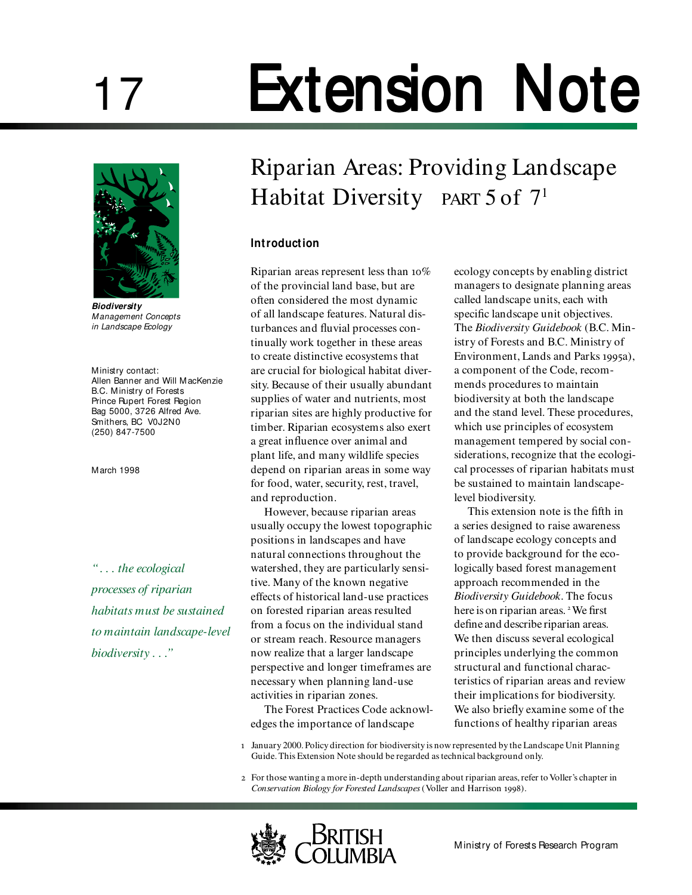17

# Extension Note

## Riparian Areas: Providing Landscape Habitat Diversity PART 5 of 7[1]

**Biodiversity**
*Management Concepts in Landscape Ecology*

Ministry contact:
Allen Banner and Will MacKenzie
B.C. Ministry of Forests
Prince Rupert Forest Region
Bag 5000, 3726 Alfred Ave.
Smithers, BC V0J 2N0
(250) 847-7500

March 1998

*". . . the ecological processes of riparian habitats must be sustained to maintain landscape-level biodiversity . . ."*

### Introduction

Riparian areas represent less than 10% of the provincial land base, but are often considered the most dynamic of all landscape features. Natural disturbances and fluvial processes continually work together in these areas to create distinctive ecosystems that are crucial for biological habitat diversity. Because of their usually abundant supplies of water and nutrients, most riparian sites are highly productive for timber. Riparian ecosystems also exert a great influence over animal and plant life, and many wildlife species depend on riparian areas in some way for food, water, security, rest, travel, and reproduction.

However, because riparian areas usually occupy the lowest topographic positions in landscapes and have natural connections throughout the watershed, they are particularly sensitive. Many of the known negative effects of historical land-use practices on forested riparian areas resulted from a focus on the individual stand or stream reach. Resource managers now realize that a larger landscape perspective and longer timeframes are necessary when planning land-use activities in riparian zones.

The Forest Practices Code acknowledges the importance of landscape ecology concepts by enabling district managers to designate planning areas called landscape units, each with specific landscape unit objectives. The *Biodiversity Guidebook* (B.C. Ministry of Forests and B.C. Ministry of Environment, Lands and Parks 1995a), a component of the Code, recommends procedures to maintain biodiversity at both the landscape and the stand level. These procedures, which use principles of ecosystem management tempered by social considerations, recognize that the ecological processes of riparian habitats must be sustained to maintain landscape-level biodiversity.

This extension note is the fifth in a series designed to raise awareness of landscape ecology concepts and to provide background for the ecologically based forest management approach recommended in the *Biodiversity Guidebook*. The focus here is on riparian areas.[2] We first define and describe riparian areas. We then discuss several ecological principles underlying the common structural and functional characteristics of riparian areas and review their implications for biodiversity. We also briefly examine some of the functions of healthy riparian areas

1 January 2000. Policy direction for biodiversity is now represented by the Landscape Unit Planning Guide. This Extension Note should be regarded as technical background only.

2 For those wanting a more in-depth understanding about riparian areas, refer to Voller's chapter in *Conservation Biology for Forested Landscapes* (Voller and Harrison 1998).

British Columbia — Ministry of Forests Research Program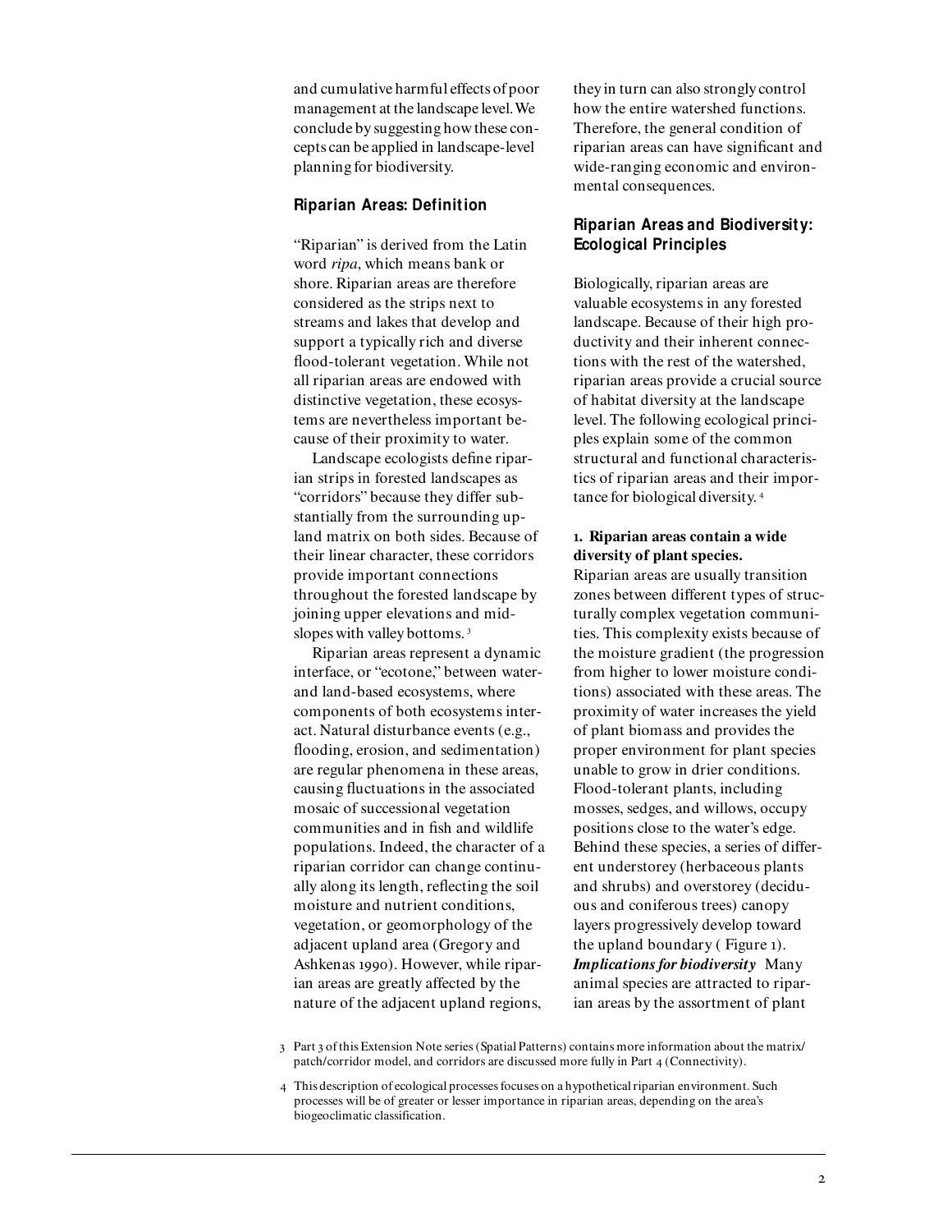and cumulative harmful effects of poor management at the landscape level. We conclude by suggesting how these concepts can be applied in landscape-level planning for biodiversity.

## Riparian Areas: Definition

"Riparian" is derived from the Latin word *ripa*, which means bank or shore. Riparian areas are therefore considered as the strips next to streams and lakes that develop and support a typically rich and diverse flood-tolerant vegetation. While not all riparian areas are endowed with distinctive vegetation, these ecosystems are nevertheless important because of their proximity to water.

Landscape ecologists define riparian strips in forested landscapes as "corridors" because they differ substantially from the surrounding upland matrix on both sides. Because of their linear character, these corridors provide important connections throughout the forested landscape by joining upper elevations and midslopes with valley bottoms.[3]

Riparian areas represent a dynamic interface, or "ecotone," between water- and land-based ecosystems, where components of both ecosystems interact. Natural disturbance events (e.g., flooding, erosion, and sedimentation) are regular phenomena in these areas, causing fluctuations in the associated mosaic of successional vegetation communities and in fish and wildlife populations. Indeed, the character of a riparian corridor can change continually along its length, reflecting the soil moisture and nutrient conditions, vegetation, or geomorphology of the adjacent upland area (Gregory and Ashkenas 1990). However, while riparian areas are greatly affected by the nature of the adjacent upland regions, they in turn can also strongly control how the entire watershed functions. Therefore, the general condition of riparian areas can have significant and wide-ranging economic and environmental consequences.

## Riparian Areas and Biodiversity: Ecological Principles

Biologically, riparian areas are valuable ecosystems in any forested landscape. Because of their high productivity and their inherent connections with the rest of the watershed, riparian areas provide a crucial source of habitat diversity at the landscape level. The following ecological principles explain some of the common structural and functional characteristics of riparian areas and their importance for biological diversity.[4]

**1. Riparian areas contain a wide diversity of plant species.**

Riparian areas are usually transition zones between different types of structurally complex vegetation communities. This complexity exists because of the moisture gradient (the progression from higher to lower moisture conditions) associated with these areas. The proximity of water increases the yield of plant biomass and provides the proper environment for plant species unable to grow in drier conditions. Flood-tolerant plants, including mosses, sedges, and willows, occupy positions close to the water's edge. Behind these species, a series of different understorey (herbaceous plants and shrubs) and overstorey (deciduous and coniferous trees) canopy layers progressively develop toward the upland boundary (Figure 1).

***Implications for biodiversity*** Many animal species are attracted to riparian areas by the assortment of plant

3 Part 3 of this Extension Note series (Spatial Patterns) contains more information about the matrix/patch/corridor model, and corridors are discussed more fully in Part 4 (Connectivity).

4 This description of ecological processes focuses on a hypothetical riparian environment. Such processes will be of greater or lesser importance in riparian areas, depending on the area's biogeoclimatic classification.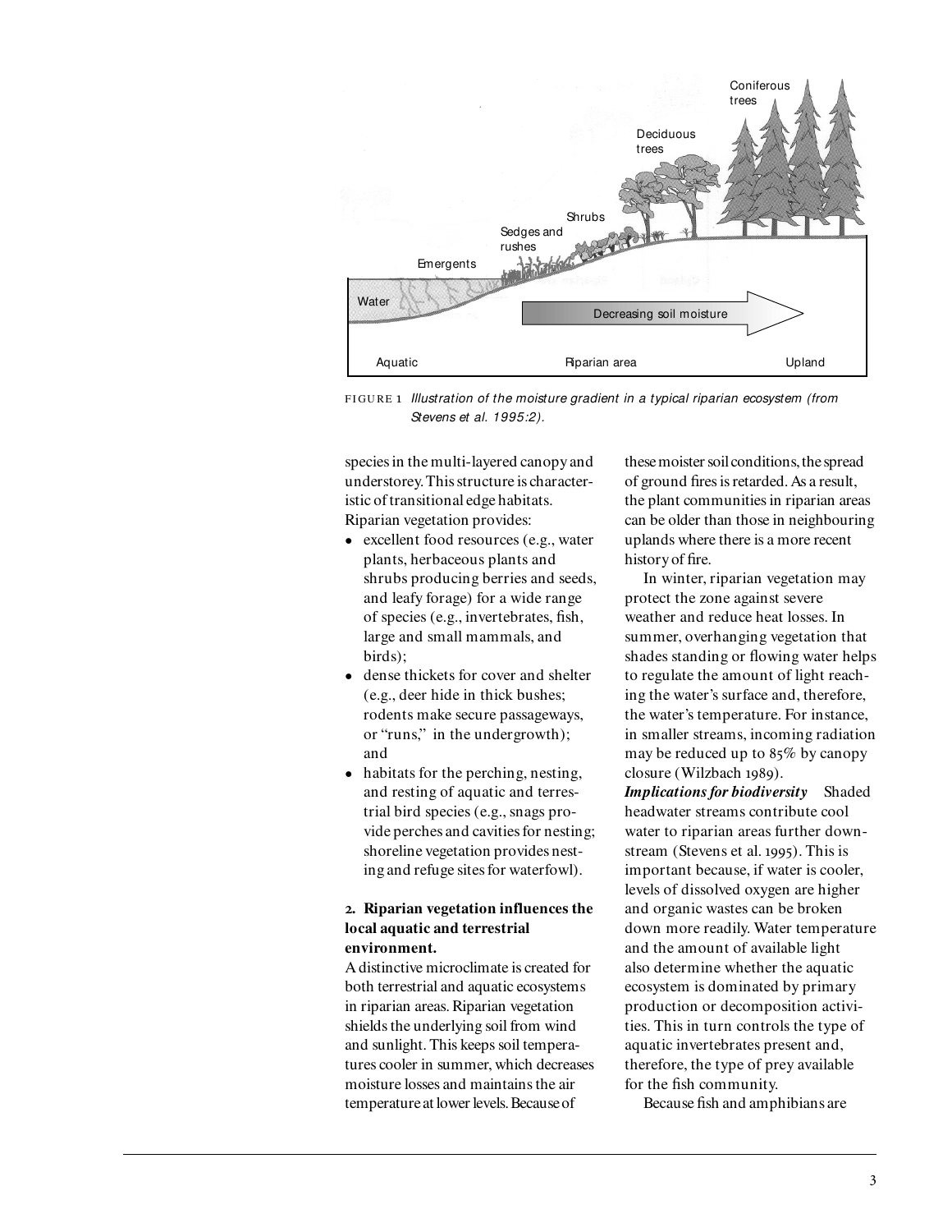FIGURE 1 *Illustration of the moisture gradient in a typical riparian ecosystem (from Stevens et al. 1995:2).*

species in the multi-layered canopy and understorey. This structure is characteristic of transitional edge habitats. Riparian vegetation provides:

- excellent food resources (e.g., water plants, herbaceous plants and shrubs producing berries and seeds, and leafy forage) for a wide range of species (e.g., invertebrates, fish, large and small mammals, and birds);
- dense thickets for cover and shelter (e.g., deer hide in thick bushes; rodents make secure passageways, or "runs," in the undergrowth); and
- habitats for the perching, nesting, and resting of aquatic and terrestrial bird species (e.g., snags provide perches and cavities for nesting; shoreline vegetation provides nesting and refuge sites for waterfowl).

**2. Riparian vegetation influences the local aquatic and terrestrial environment.**

A distinctive microclimate is created for both terrestrial and aquatic ecosystems in riparian areas. Riparian vegetation shields the underlying soil from wind and sunlight. This keeps soil temperatures cooler in summer, which decreases moisture losses and maintains the air temperature at lower levels. Because of these moister soil conditions, the spread of ground fires is retarded. As a result, the plant communities in riparian areas can be older than those in neighbouring uplands where there is a more recent history of fire.

In winter, riparian vegetation may protect the zone against severe weather and reduce heat losses. In summer, overhanging vegetation that shades standing or flowing water helps to regulate the amount of light reaching the water's surface and, therefore, the water's temperature. For instance, in smaller streams, incoming radiation may be reduced up to 85% by canopy closure (Wilzbach 1989).

***Implications for biodiversity*** Shaded headwater streams contribute cool water to riparian areas further downstream (Stevens et al. 1995). This is important because, if water is cooler, levels of dissolved oxygen are higher and organic wastes can be broken down more readily. Water temperature and the amount of available light also determine whether the aquatic ecosystem is dominated by primary production or decomposition activities. This in turn controls the type of aquatic invertebrates present and, therefore, the type of prey available for the fish community.

Because fish and amphibians are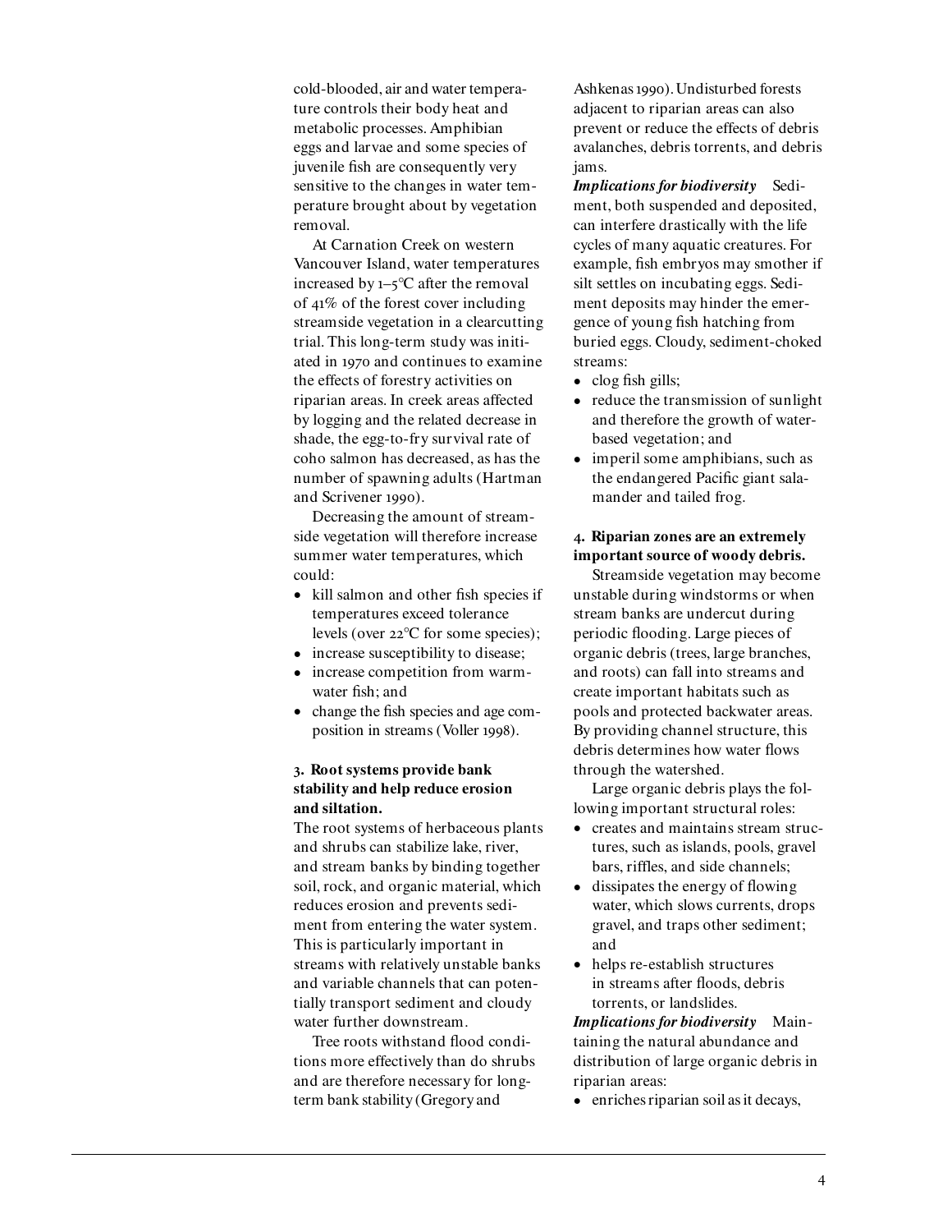cold-blooded, air and water temperature controls their body heat and metabolic processes. Amphibian eggs and larvae and some species of juvenile fish are consequently very sensitive to the changes in water temperature brought about by vegetation removal.

At Carnation Creek on western Vancouver Island, water temperatures increased by 1–5°C after the removal of 41% of the forest cover including streamside vegetation in a clearcutting trial. This long-term study was initiated in 1970 and continues to examine the effects of forestry activities on riparian areas. In creek areas affected by logging and the related decrease in shade, the egg-to-fry survival rate of coho salmon has decreased, as has the number of spawning adults (Hartman and Scrivener 1990).

Decreasing the amount of streamside vegetation will therefore increase summer water temperatures, which could:

- kill salmon and other fish species if temperatures exceed tolerance levels (over 22°C for some species);
- increase susceptibility to disease;
- increase competition from warm-water fish; and
- change the fish species and age composition in streams (Voller 1998).

### 3. Root systems provide bank stability and help reduce erosion and siltation.

The root systems of herbaceous plants and shrubs can stabilize lake, river, and stream banks by binding together soil, rock, and organic material, which reduces erosion and prevents sediment from entering the water system. This is particularly important in streams with relatively unstable banks and variable channels that can potentially transport sediment and cloudy water further downstream.

Tree roots withstand flood conditions more effectively than do shrubs and are therefore necessary for long-term bank stability (Gregory and Ashkenas 1990). Undisturbed forests adjacent to riparian areas can also prevent or reduce the effects of debris avalanches, debris torrents, and debris jams.

***Implications for biodiversity*** Sediment, both suspended and deposited, can interfere drastically with the life cycles of many aquatic creatures. For example, fish embryos may smother if silt settles on incubating eggs. Sediment deposits may hinder the emergence of young fish hatching from buried eggs. Cloudy, sediment-choked streams:

- clog fish gills;
- reduce the transmission of sunlight and therefore the growth of water-based vegetation; and
- imperil some amphibians, such as the endangered Pacific giant salamander and tailed frog.

### 4. Riparian zones are an extremely important source of woody debris.

Streamside vegetation may become unstable during windstorms or when stream banks are undercut during periodic flooding. Large pieces of organic debris (trees, large branches, and roots) can fall into streams and create important habitats such as pools and protected backwater areas. By providing channel structure, this debris determines how water flows through the watershed.

Large organic debris plays the following important structural roles:

- creates and maintains stream structures, such as islands, pools, gravel bars, riffles, and side channels;
- dissipates the energy of flowing water, which slows currents, drops gravel, and traps other sediment; and
- helps re-establish structures in streams after floods, debris torrents, or landslides.

***Implications for biodiversity*** Maintaining the natural abundance and distribution of large organic debris in riparian areas:

- enriches riparian soil as it decays,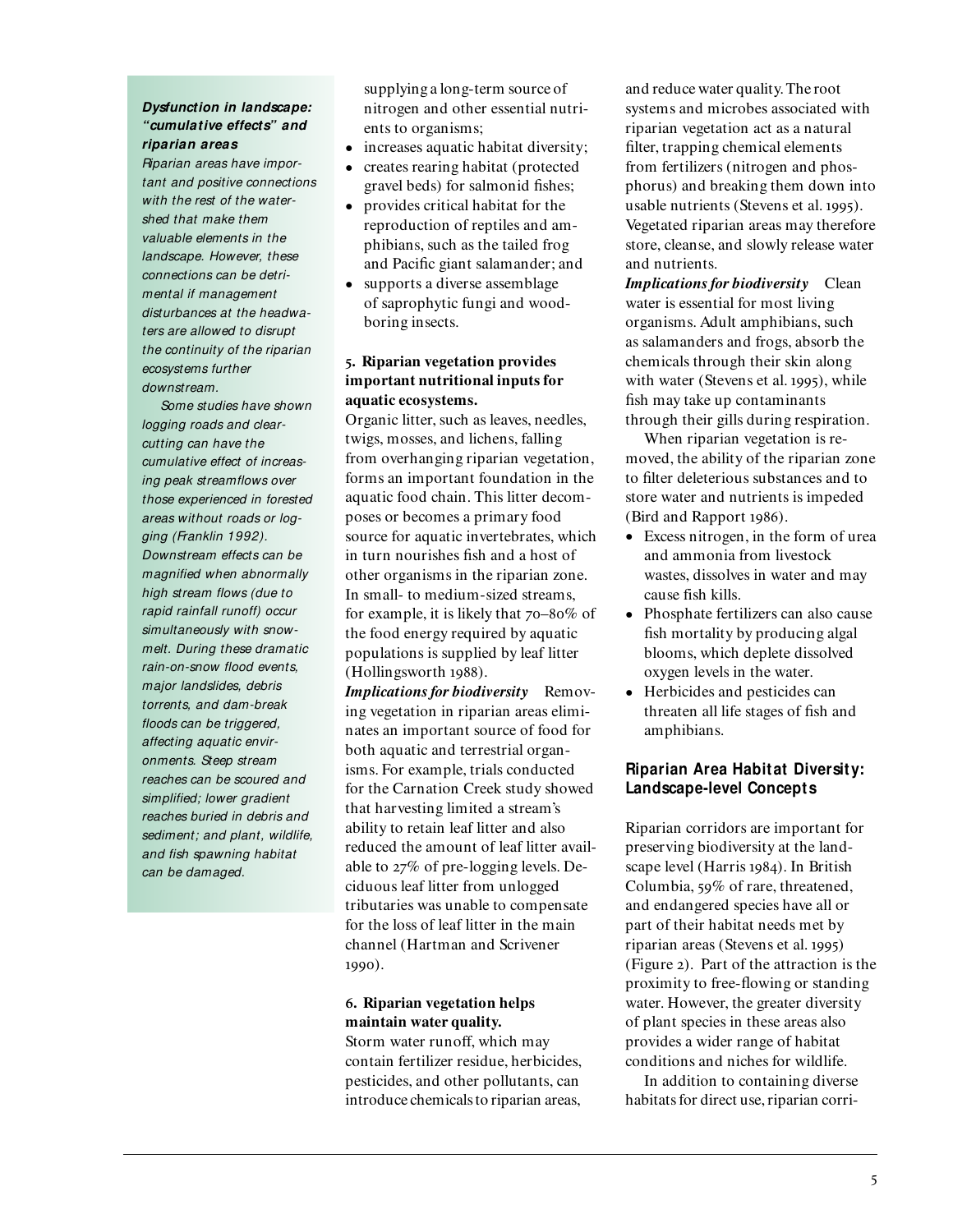**Dysfunction in landscape: "cumulative effects" and riparian areas**

*Riparian areas have important and positive connections with the rest of the watershed that make them valuable elements in the landscape. However, these connections can be detrimental if management disturbances at the headwaters are allowed to disrupt the continuity of the riparian ecosystems further downstream.*

*Some studies have shown logging roads and clearcutting can have the cumulative effect of increasing peak streamflows over those experienced in forested areas without roads or logging (Franklin 1992). Downstream effects can be magnified when abnormally high stream flows (due to rapid rainfall runoff) occur simultaneously with snowmelt. During these dramatic rain-on-snow flood events, major landslides, debris torrents, and dam-break floods can be triggered, affecting aquatic environments. Steep stream reaches can be scoured and simplified; lower gradient reaches buried in debris and sediment; and plant, wildlife, and fish spawning habitat can be damaged.*

supplying a long-term source of nitrogen and other essential nutrients to organisms;

- increases aquatic habitat diversity;
- creates rearing habitat (protected gravel beds) for salmonid fishes;
- provides critical habitat for the reproduction of reptiles and amphibians, such as the tailed frog and Pacific giant salamander; and
- supports a diverse assemblage of saprophytic fungi and wood-boring insects.

**5. Riparian vegetation provides important nutritional inputs for aquatic ecosystems.**

Organic litter, such as leaves, needles, twigs, mosses, and lichens, falling from overhanging riparian vegetation, forms an important foundation in the aquatic food chain. This litter decomposes or becomes a primary food source for aquatic invertebrates, which in turn nourishes fish and a host of other organisms in the riparian zone. In small- to medium-sized streams, for example, it is likely that 70–80% of the food energy required by aquatic populations is supplied by leaf litter (Hollingsworth 1988).

***Implications for biodiversity*** Removing vegetation in riparian areas eliminates an important source of food for both aquatic and terrestrial organisms. For example, trials conducted for the Carnation Creek study showed that harvesting limited a stream's ability to retain leaf litter and also reduced the amount of leaf litter available to 27% of pre-logging levels. Deciduous leaf litter from unlogged tributaries was unable to compensate for the loss of leaf litter in the main channel (Hartman and Scrivener 1990).

**6. Riparian vegetation helps maintain water quality.**

Storm water runoff, which may contain fertilizer residue, herbicides, pesticides, and other pollutants, can introduce chemicals to riparian areas, and reduce water quality. The root systems and microbes associated with riparian vegetation act as a natural filter, trapping chemical elements from fertilizers (nitrogen and phosphorus) and breaking them down into usable nutrients (Stevens et al. 1995). Vegetated riparian areas may therefore store, cleanse, and slowly release water and nutrients.

***Implications for biodiversity*** Clean water is essential for most living organisms. Adult amphibians, such as salamanders and frogs, absorb the chemicals through their skin along with water (Stevens et al. 1995), while fish may take up contaminants through their gills during respiration.

When riparian vegetation is removed, the ability of the riparian zone to filter deleterious substances and to store water and nutrients is impeded (Bird and Rapport 1986).

- Excess nitrogen, in the form of urea and ammonia from livestock wastes, dissolves in water and may cause fish kills.
- Phosphate fertilizers can also cause fish mortality by producing algal blooms, which deplete dissolved oxygen levels in the water.
- Herbicides and pesticides can threaten all life stages of fish and amphibians.

## Riparian Area Habitat Diversity: Landscape-level Concepts

Riparian corridors are important for preserving biodiversity at the landscape level (Harris 1984). In British Columbia, 59% of rare, threatened, and endangered species have all or part of their habitat needs met by riparian areas (Stevens et al. 1995) (Figure 2). Part of the attraction is the proximity to free-flowing or standing water. However, the greater diversity of plant species in these areas also provides a wider range of habitat conditions and niches for wildlife.

In addition to containing diverse habitats for direct use, riparian corri-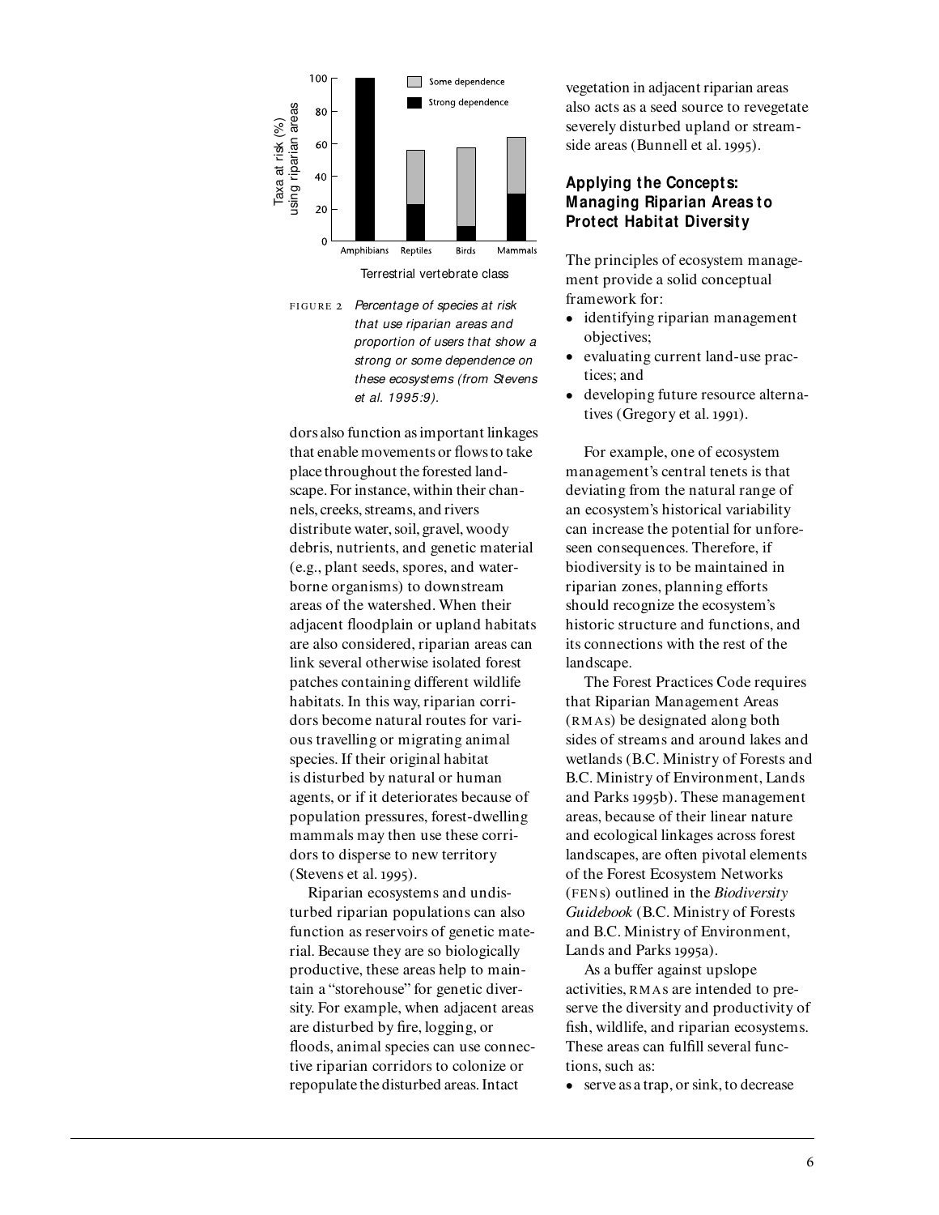FIGURE 2 *Percentage of species at risk that use riparian areas and proportion of users that show a strong or some dependence on these ecosystems (from Stevens et al. 1995:9).*

dors also function as important linkages that enable movements or flows to take place throughout the forested landscape. For instance, within their channels, creeks, streams, and rivers distribute water, soil, gravel, woody debris, nutrients, and genetic material (e.g., plant seeds, spores, and waterborne organisms) to downstream areas of the watershed. When their adjacent floodplain or upland habitats are also considered, riparian areas can link several otherwise isolated forest patches containing different wildlife habitats. In this way, riparian corridors become natural routes for various travelling or migrating animal species. If their original habitat is disturbed by natural or human agents, or if it deteriorates because of population pressures, forest-dwelling mammals may then use these corridors to disperse to new territory (Stevens et al. 1995).

Riparian ecosystems and undisturbed riparian populations can also function as reservoirs of genetic material. Because they are so biologically productive, these areas help to maintain a "storehouse" for genetic diversity. For example, when adjacent areas are disturbed by fire, logging, or floods, animal species can use connective riparian corridors to colonize or repopulate the disturbed areas. Intact vegetation in adjacent riparian areas also acts as a seed source to revegetate severely disturbed upland or streamside areas (Bunnell et al. 1995).

## Applying the Concepts: Managing Riparian Areas to Protect Habitat Diversity

The principles of ecosystem management provide a solid conceptual framework for:

- identifying riparian management objectives;
- evaluating current land-use practices; and
- developing future resource alternatives (Gregory et al. 1991).

For example, one of ecosystem management's central tenets is that deviating from the natural range of an ecosystem's historical variability can increase the potential for unforeseen consequences. Therefore, if biodiversity is to be maintained in riparian zones, planning efforts should recognize the ecosystem's historic structure and functions, and its connections with the rest of the landscape.

The Forest Practices Code requires that Riparian Management Areas (RMAs) be designated along both sides of streams and around lakes and wetlands (B.C. Ministry of Forests and B.C. Ministry of Environment, Lands and Parks 1995b). These management areas, because of their linear nature and ecological linkages across forest landscapes, are often pivotal elements of the Forest Ecosystem Networks (FENs) outlined in the *Biodiversity Guidebook* (B.C. Ministry of Forests and B.C. Ministry of Environment, Lands and Parks 1995a).

As a buffer against upslope activities, RMAs are intended to preserve the diversity and productivity of fish, wildlife, and riparian ecosystems. These areas can fulfill several functions, such as:

- serve as a trap, or sink, to decrease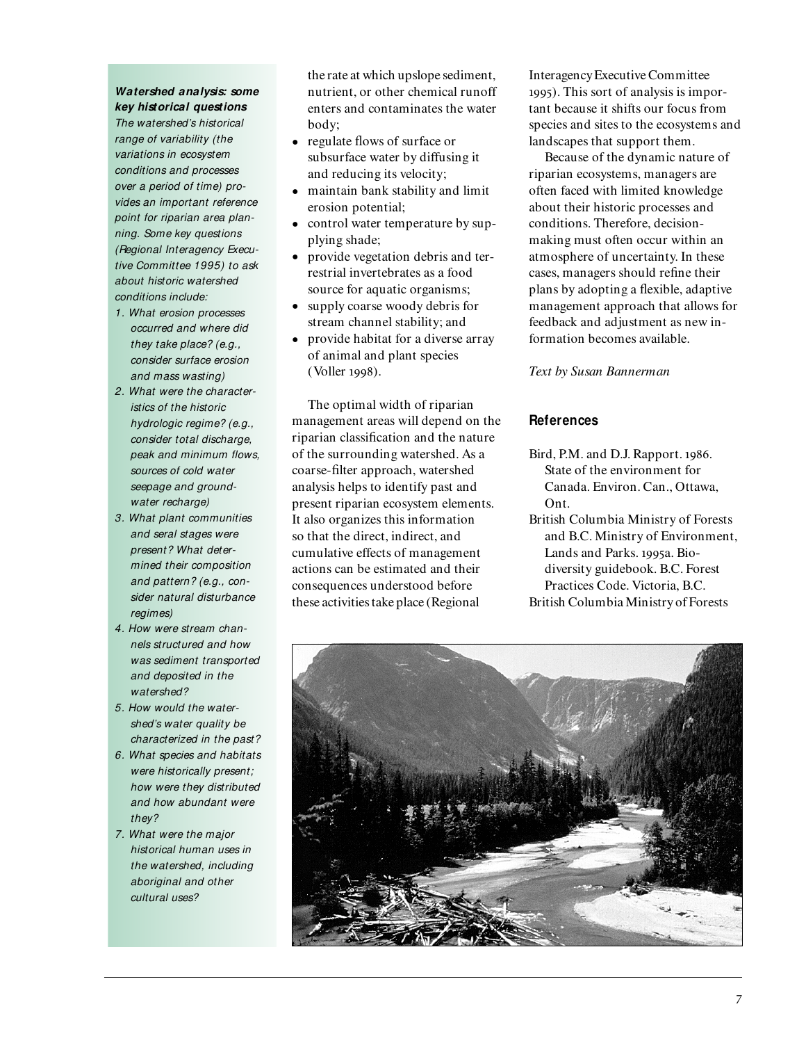***Watershed analysis: some key historical questions***

*The watershed's historical range of variability (the variations in ecosystem conditions and processes over a period of time) provides an important reference point for riparian area planning. Some key questions (Regional Interagency Executive Committee 1995) to ask about historic watershed conditions include:*

1. *What erosion processes occurred and where did they take place? (e.g., consider surface erosion and mass wasting)*
2. *What were the characteristics of the historic hydrologic regime? (e.g., consider total discharge, peak and minimum flows, sources of cold water seepage and groundwater recharge)*
3. *What plant communities and seral stages were present? What determined their composition and pattern? (e.g., consider natural disturbance regimes)*
4. *How were stream channels structured and how was sediment transported and deposited in the watershed?*
5. *How would the watershed's water quality be characterized in the past?*
6. *What species and habitats were historically present; how were they distributed and how abundant were they?*
7. *What were the major historical human uses in the watershed, including aboriginal and other cultural uses?*

the rate at which upslope sediment, nutrient, or other chemical runoff enters and contaminates the water body;

- regulate flows of surface or subsurface water by diffusing it and reducing its velocity;
- maintain bank stability and limit erosion potential;
- control water temperature by supplying shade;
- provide vegetation debris and terrestrial invertebrates as a food source for aquatic organisms;
- supply coarse woody debris for stream channel stability; and
- provide habitat for a diverse array of animal and plant species (Voller 1998).

The optimal width of riparian management areas will depend on the riparian classification and the nature of the surrounding watershed. As a coarse-filter approach, watershed analysis helps to identify past and present riparian ecosystem elements. It also organizes this information so that the direct, indirect, and cumulative effects of management actions can be estimated and their consequences understood before these activities take place (Regional Interagency Executive Committee 1995). This sort of analysis is important because it shifts our focus from species and sites to the ecosystems and landscapes that support them.

Because of the dynamic nature of riparian ecosystems, managers are often faced with limited knowledge about their historic processes and conditions. Therefore, decision-making must often occur within an atmosphere of uncertainty. In these cases, managers should refine their plans by adopting a flexible, adaptive management approach that allows for feedback and adjustment as new information becomes available.

*Text by Susan Bannerman*

## References

Bird, P.M. and D.J. Rapport. 1986. State of the environment for Canada. Environ. Can., Ottawa, Ont.

British Columbia Ministry of Forests and B.C. Ministry of Environment, Lands and Parks. 1995a. Biodiversity guidebook. B.C. Forest Practices Code. Victoria, B.C.

British Columbia Ministry of Forests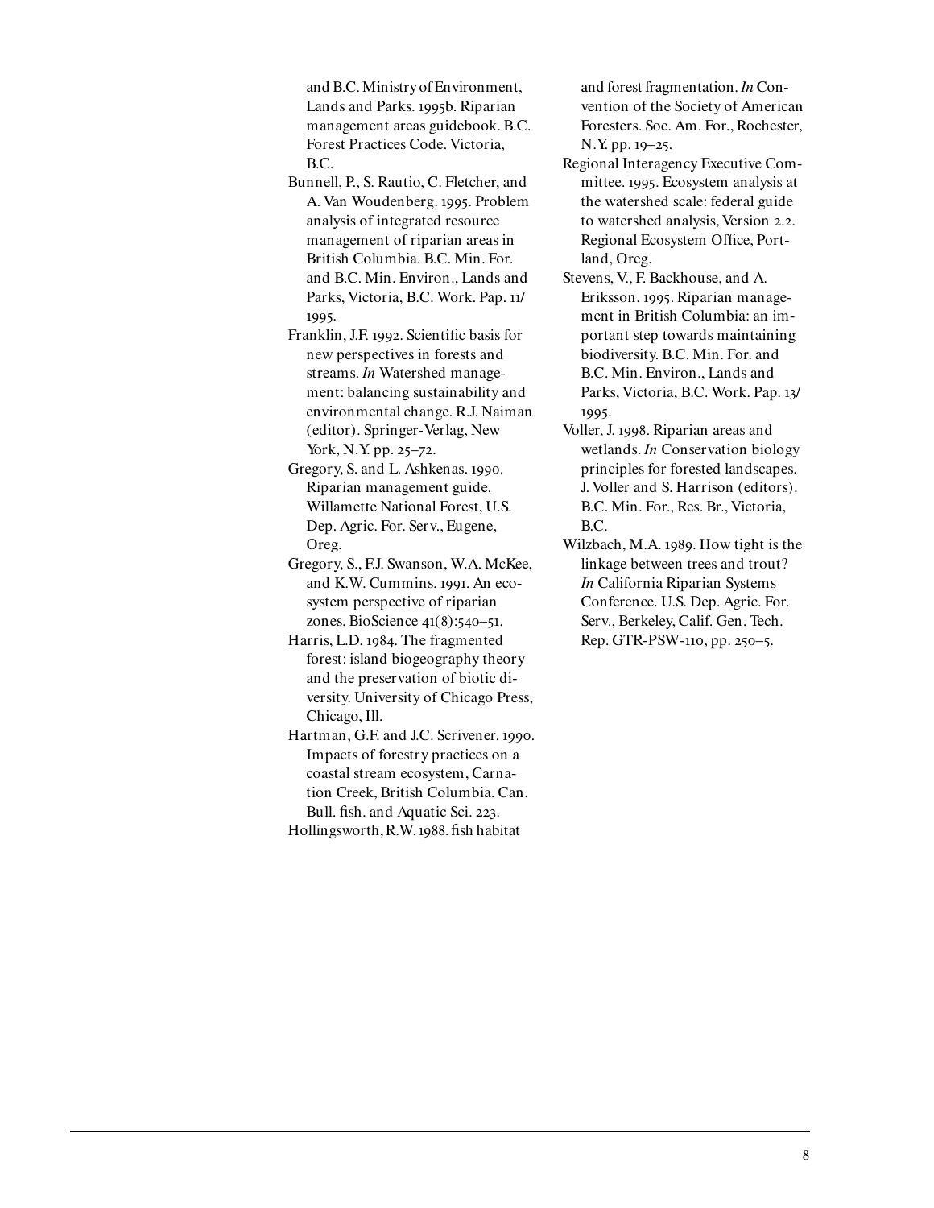and B.C. Ministry of Environment, Lands and Parks. 1995b. Riparian management areas guidebook. B.C. Forest Practices Code. Victoria, B.C.

Bunnell, P., S. Rautio, C. Fletcher, and A. Van Woudenberg. 1995. Problem analysis of integrated resource management of riparian areas in British Columbia. B.C. Min. For. and B.C. Min. Environ., Lands and Parks, Victoria, B.C. Work. Pap. 11/1995.

Franklin, J.F. 1992. Scientific basis for new perspectives in forests and streams. *In* Watershed management: balancing sustainability and environmental change. R.J. Naiman (editor). Springer-Verlag, New York, N.Y. pp. 25–72.

Gregory, S. and L. Ashkenas. 1990. Riparian management guide. Willamette National Forest, U.S. Dep. Agric. For. Serv., Eugene, Oreg.

Gregory, S., F.J. Swanson, W.A. McKee, and K.W. Cummins. 1991. An ecosystem perspective of riparian zones. BioScience 41(8):540–51.

Harris, L.D. 1984. The fragmented forest: island biogeography theory and the preservation of biotic diversity. University of Chicago Press, Chicago, Ill.

Hartman, G.F. and J.C. Scrivener. 1990. Impacts of forestry practices on a coastal stream ecosystem, Carnation Creek, British Columbia. Can. Bull. fish. and Aquatic Sci. 223.

Hollingsworth, R.W. 1988. fish habitat and forest fragmentation. *In* Convention of the Society of American Foresters. Soc. Am. For., Rochester, N.Y. pp. 19–25.

Regional Interagency Executive Committee. 1995. Ecosystem analysis at the watershed scale: federal guide to watershed analysis, Version 2.2. Regional Ecosystem Office, Portland, Oreg.

Stevens, V., F. Backhouse, and A. Eriksson. 1995. Riparian management in British Columbia: an important step towards maintaining biodiversity. B.C. Min. For. and B.C. Min. Environ., Lands and Parks, Victoria, B.C. Work. Pap. 13/1995.

Voller, J. 1998. Riparian areas and wetlands. *In* Conservation biology principles for forested landscapes. J. Voller and S. Harrison (editors). B.C. Min. For., Res. Br., Victoria, B.C.

Wilzbach, M.A. 1989. How tight is the linkage between trees and trout? *In* California Riparian Systems Conference. U.S. Dep. Agric. For. Serv., Berkeley, Calif. Gen. Tech. Rep. GTR-PSW-110, pp. 250–5.